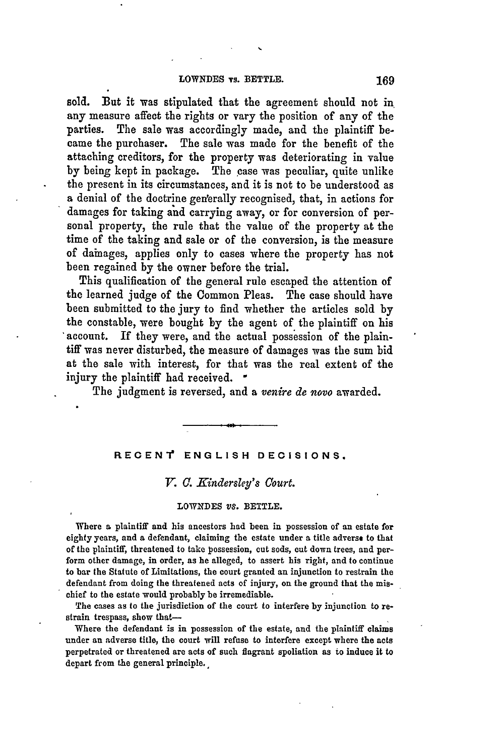sold. But it was stipulated that the agreement should not in any measure affect the rights or vary the position of any of the parties. The sale was accordingly made, and the plaintiff became the purchaser. The sale was made for the benefit of the attaching creditors, for the property was deteriorating in value by being kept in package. The case was peculiar, quite unlike the present in its circumstances, and it is not to be understood as a denial of the doctrine generally recognised, that, in actions for damages for taking and carrying away, or for conversion of personal property, the rule that the value of the property at the time of the taking and sale or of the conversion, is the measure of damages, applies only to cases where the property has not been regained by the owner before the trial.

This qualification of the general rule escaped the attention of the learned judge of the Common Pleas. The case should have been submitted to the jury to find whether the articles sold by the constable, were bought by the agent of the plaintiff on his account. If they were, and the actual possession of the plaintiff was never disturbed, the measure of damages was the sum bid at the sale with interest, for that was the real extent of the injury the plaintiff had received.

The judgment is reversed, and a *venire de novo* awarded.

---

## RECENT ENGLISH DECISIONS.

### *V. C. Kindersley's Court.*

#### LOWNDES *vs.* BETTLE.

Where a plaintiff and his ancestors had been in possession of an estate for eighty years, and a defendant, claiming the estate under a title adverse to that of the plaintiff, threatened to take possession, cut sods, cut down trees, and perform other damage, in order, as he alleged, to assert his right, and to continue to bar the Statute of Limitations, the court granted an injunction to restrain the defendant from doing the threatened acts of injury, on the ground that the mischief to the estate would probably be irremediable.

The cases as to the jurisdiction of the court to interfere by injunction to restrain trespass, show that—

Where the defendant is in possession of the estate, and the plaintiff claims under an adverse title, the court will refuse to interfere except where the acts perpetrated or threatened are acts of such flagrant spoliation as to induce it to depart from the general principle.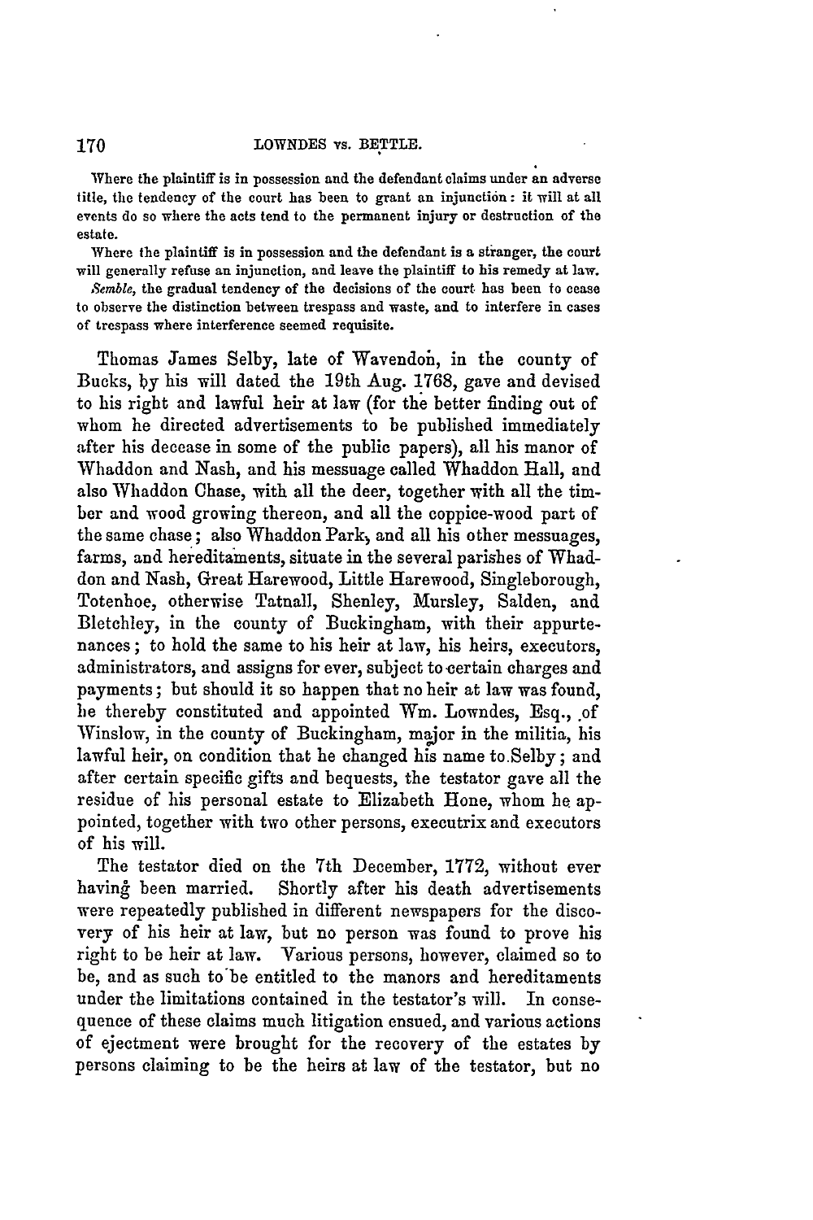Where the plaintiff is in possession and the defendant claims under an adverse title, the tendency of the court has been to grant an injunction: it will at all events do so where the acts tend to the permanent injury or destruction of the estate.

Where the plaintiff is in possession and the defendant is a stranger, the court will generally refuse an injunction, and leave the plaintiff to his remedy at law.

*Semble*, the gradual tendency of the decisions of the court has been to cease to observe the distinction between trespass and waste, and to interfere in cases of trespass where interference seemed requisite.

Thomas James Selby, late of Wavendon, in the county of Bucks, by his will dated the 19th Aug. 1768, gave and devised to his right and lawful heir at law (for the better finding out of whom he directed advertisements to be published immediately after his decease in some of the public papers), all his manor of Whaddon and Nash, and his messuage called Whaddon Hall, and also Whaddon Chase, with all the deer, together with all the timber and wood growing thereon, and all the coppice-wood part of the same chase; also Whaddon Park, and all his other messuages, farms, and hereditaments, situate in the several parishes of Whaddon and Nash, Great Harewood, Little Harewood, Singleborough, Totenhoe, otherwise Tatnall, Shenley, Mursley, Salden, and Bletchley, in the county of Buckingham, with their appurtenances; to hold the same to his heir at law, his heirs, executors, administrators, and assigns for ever, subject to certain charges and payments; but should it so happen that no heir at law was found, he thereby constituted and appointed Wm. Lowndes, Esq., of Winslow, in the county of Buckingham, major in the militia, his lawful heir, on condition that he changed his name to Selby; and after certain specific gifts and bequests, the testator gave all the residue of his personal estate to Elizabeth Hone, whom he appointed, together with two other persons, executrix and executors of his will.

The testator died on the 7th December, 1772, without ever having been married. Shortly after his death advertisements were repeatedly published in different newspapers for the discovery of his heir at law, but no person was found to prove his right to be heir at law. Various persons, however, claimed so to be, and as such to be entitled to the manors and hereditaments under the limitations contained in the testator's will. In consequence of these claims much litigation ensued, and various actions of ejectment were brought for the recovery of the estates by persons claiming to be the heirs at law of the testator, but no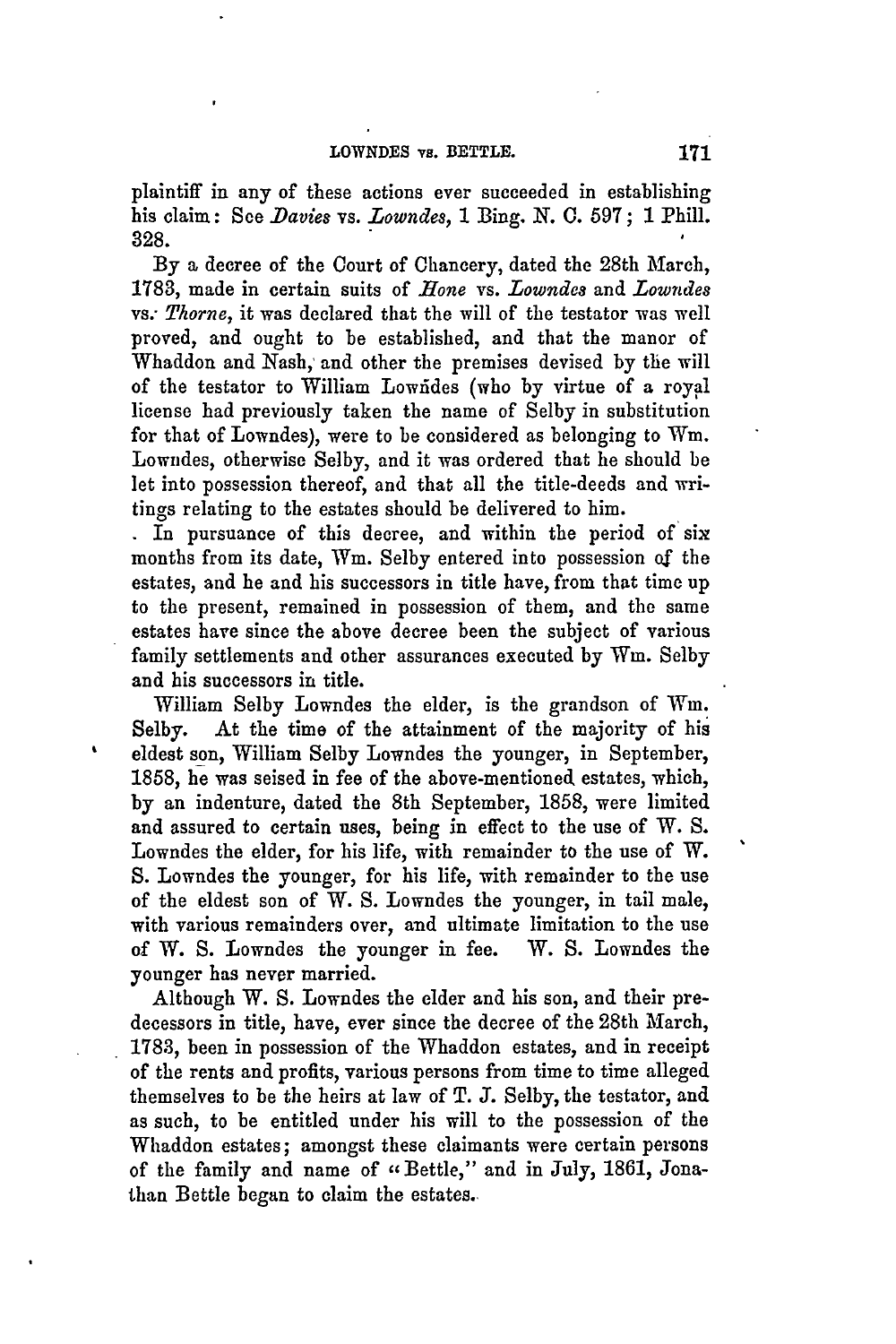plaintiff in any of these actions ever succeeded in establishing his claim: See *Davies* vs. *Lowndes*, 1 Bing. N. C. 597; 1 Phill. 328.

By a decree of the Court of Chancery, dated the 28th March, 1783, made in certain suits of *Hone* vs. *Lowndes* and *Lowndes* vs. *Thorne*, it was declared that the will of the testator was well proved, and ought to be established, and that the manor of Whaddon and Nash, and other the premises devised by the will of the testator to William Lowndes (who by virtue of a royal license had previously taken the name of Selby in substitution for that of Lowndes), were to be considered as belonging to Wm. Lowndes, otherwise Selby, and it was ordered that he should be let into possession thereof, and that all the title-deeds and writings relating to the estates should be delivered to him.

In pursuance of this decree, and within the period of six months from its date, Wm. Selby entered into possession of the estates, and he and his successors in title have, from that time up to the present, remained in possession of them, and the same estates have since the above decree been the subject of various family settlements and other assurances executed by Wm. Selby and his successors in title.

William Selby Lowndes the elder, is the grandson of Wm. Selby. At the time of the attainment of the majority of his eldest son, William Selby Lowndes the younger, in September, 1858, he was seised in fee of the above-mentioned estates, which, by an indenture, dated the 8th September, 1858, were limited and assured to certain uses, being in effect to the use of W. S. Lowndes the elder, for his life, with remainder to the use of W. S. Lowndes the younger, for his life, with remainder to the use of the eldest son of W. S. Lowndes the younger, in tail male, with various remainders over, and ultimate limitation to the use of W. S. Lowndes the younger in fee. W. S. Lowndes the younger has never married.

Although W. S. Lowndes the elder and his son, and their predecessors in title, have, ever since the decree of the 28th March, 1783, been in possession of the Whaddon estates, and in receipt of the rents and profits, various persons from time to time alleged themselves to be the heirs at law of T. J. Selby, the testator, and as such, to be entitled under his will to the possession of the Whaddon estates; amongst these claimants were certain persons of the family and name of "Bettle," and in July, 1861, Jonathan Bettle began to claim the estates.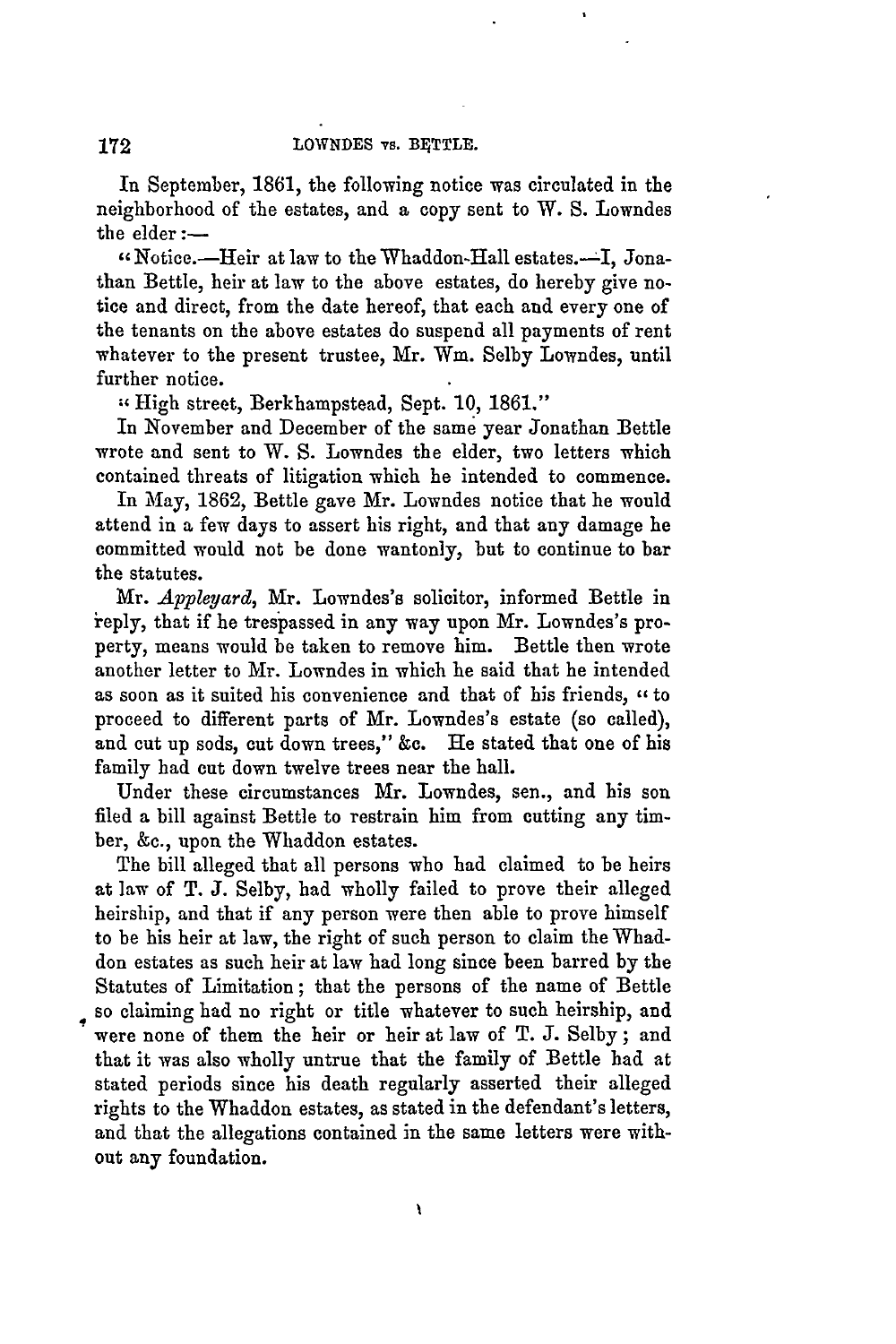In September, 1861, the following notice was circulated in the neighborhood of the estates, and a copy sent to W. S. Lowndes the elder:—

"Notice.—Heir at law to the Whaddon-Hall estates.—I, Jonathan Bettle, heir at law to the above estates, do hereby give notice and direct, from the date hereof, that each and every one of the tenants on the above estates do suspend all payments of rent whatever to the present trustee, Mr. Wm. Selby Lowndes, until further notice.

"High street, Berkhampstead, Sept. 10, 1861."

In November and December of the same year Jonathan Bettle wrote and sent to W. S. Lowndes the elder, two letters which contained threats of litigation which he intended to commence.

In May, 1862, Bettle gave Mr. Lowndes notice that he would attend in a few days to assert his right, and that any damage he committed would not be done wantonly, but to continue to bar the statutes.

Mr. *Appleyard*, Mr. Lowndes's solicitor, informed Bettle in reply, that if he trespassed in any way upon Mr. Lowndes's property, means would be taken to remove him. Bettle then wrote another letter to Mr. Lowndes in which he said that he intended as soon as it suited his convenience and that of his friends, "to proceed to different parts of Mr. Lowndes's estate (so called), and cut up sods, cut down trees," &c. He stated that one of his family had cut down twelve trees near the hall.

Under these circumstances Mr. Lowndes, sen., and his son filed a bill against Bettle to restrain him from cutting any timber, &c., upon the Whaddon estates.

The bill alleged that all persons who had claimed to be heirs at law of T. J. Selby, had wholly failed to prove their alleged heirship, and that if any person were then able to prove himself to be his heir at law, the right of such person to claim the Whaddon estates as such heir at law had long since been barred by the Statutes of Limitation; that the persons of the name of Bettle so claiming had no right or title whatever to such heirship, and were none of them the heir or heir at law of T. J. Selby; and that it was also wholly untrue that the family of Bettle had at stated periods since his death regularly asserted their alleged rights to the Whaddon estates, as stated in the defendant's letters, and that the allegations contained in the same letters were without any foundation.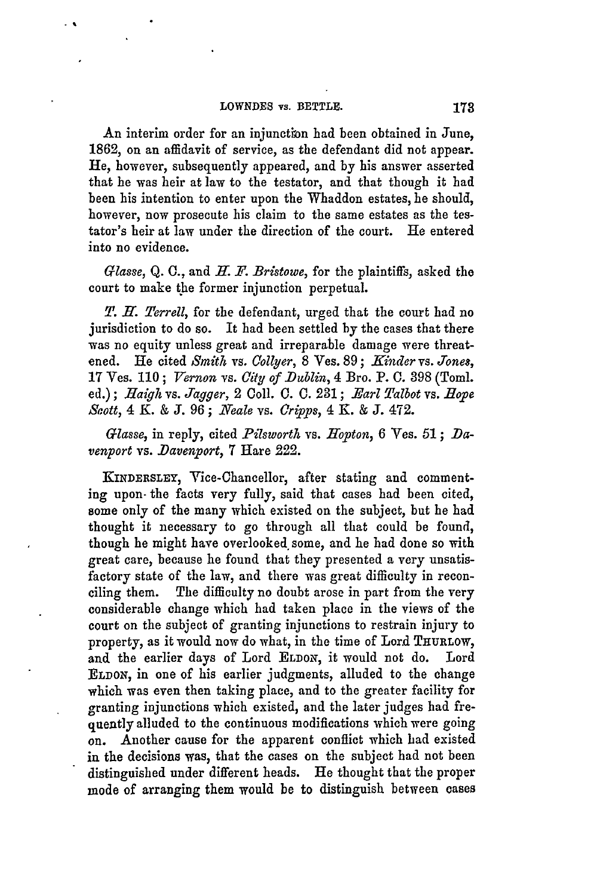An interim order for an injunction had been obtained in June, 1862, on an affidavit of service, as the defendant did not appear. He, however, subsequently appeared, and by his answer asserted that he was heir at law to the testator, and that though it had been his intention to enter upon the Whaddon estates, he should, however, now prosecute his claim to the same estates as the testator's heir at law under the direction of the court. He entered into no evidence.

*Glasse*, Q. C., and *H. F. Bristowe*, for the plaintiffs, asked the court to make the former injunction perpetual.

*T. H. Terrell*, for the defendant, urged that the court had no jurisdiction to do so. It had been settled by the cases that there was no equity unless great and irreparable damage were threatened. He cited *Smith* vs. *Collyer*, 8 Ves. 89; *Kinder* vs. *Jones*, 17 Ves. 110; *Vernon* vs. *City of Dublin*, 4 Bro. P. C. 398 (Toml. ed.); *Haigh* vs. *Jagger*, 2 Coll. C. C. 231; *Earl Talbot* vs. *Hope Scott*, 4 K. & J. 96; *Neale* vs. *Cripps*, 4 K. & J. 472.

*Glasse*, in reply, cited *Pilsworth* vs. *Hopton*, 6 Ves. 51; *Davenport* vs. *Davenport*, 7 Hare 222.

KINDERSLEY, Vice-Chancellor, after stating and commenting upon the facts very fully, said that cases had been cited, some only of the many which existed on the subject, but he had thought it necessary to go through all that could be found, though he might have overlooked some, and he had done so with great care, because he found that they presented a very unsatisfactory state of the law, and there was great difficulty in reconciling them. The difficulty no doubt arose in part from the very considerable change which had taken place in the views of the court on the subject of granting injunctions to restrain injury to property, as it would now do what, in the time of Lord THURLOW, and the earlier days of Lord ELDON, it would not do. Lord ELDON, in one of his earlier judgments, alluded to the change which was even then taking place, and to the greater facility for granting injunctions which existed, and the later judges had frequently alluded to the continuous modifications which were going on. Another cause for the apparent conflict which had existed in the decisions was, that the cases on the subject had not been distinguished under different heads. He thought that the proper mode of arranging them would be to distinguish between cases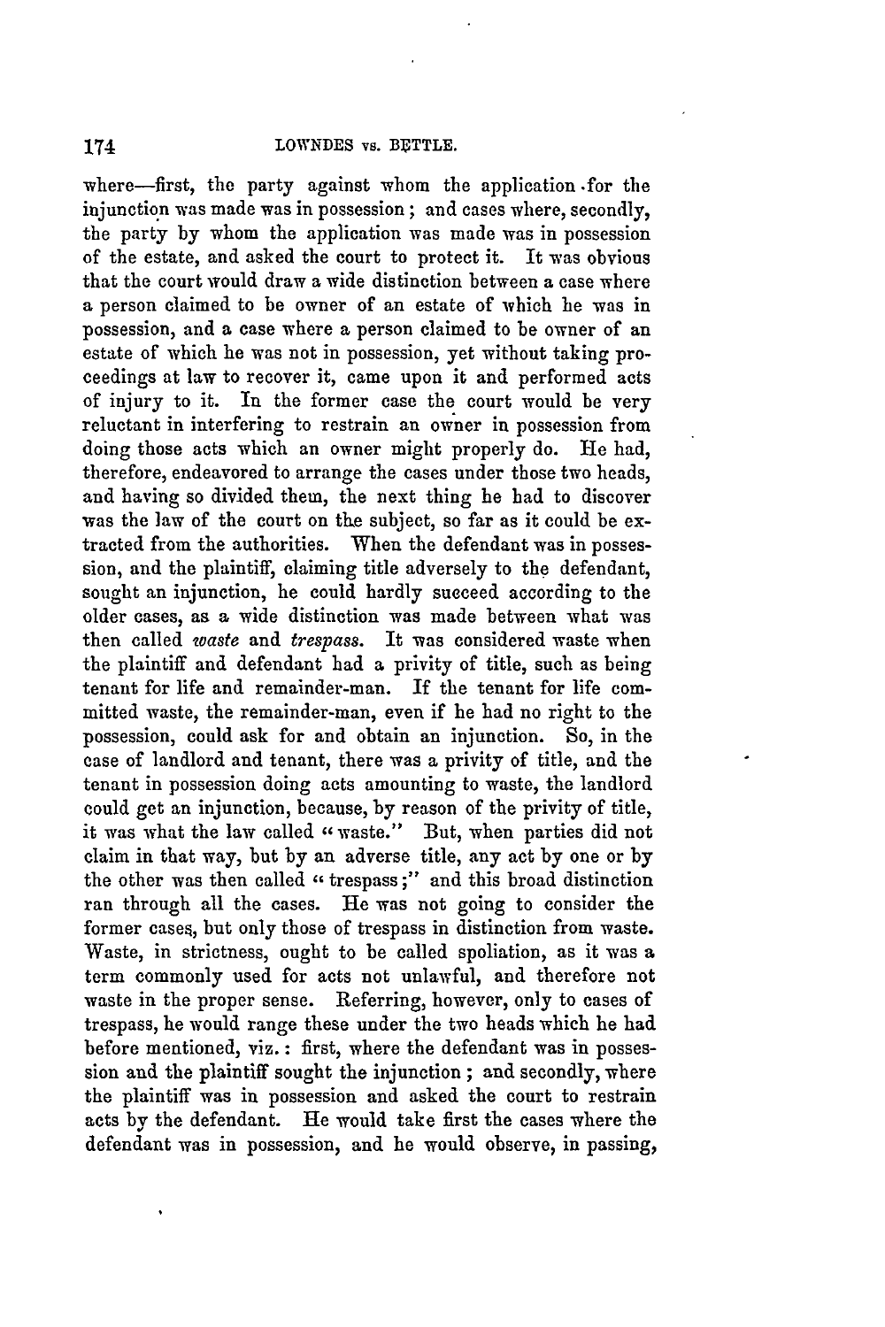where—first, the party against whom the application for the injunction was made was in possession; and cases where, secondly, the party by whom the application was made was in possession of the estate, and asked the court to protect it. It was obvious that the court would draw a wide distinction between a case where a person claimed to be owner of an estate of which he was in possession, and a case where a person claimed to be owner of an estate of which he was not in possession, yet without taking proceedings at law to recover it, came upon it and performed acts of injury to it. In the former case the court would be very reluctant in interfering to restrain an owner in possession from doing those acts which an owner might properly do. He had, therefore, endeavored to arrange the cases under those two heads, and having so divided them, the next thing he had to discover was the law of the court on the subject, so far as it could be extracted from the authorities. When the defendant was in possession, and the plaintiff, claiming title adversely to the defendant, sought an injunction, he could hardly succeed according to the older cases, as a wide distinction was made between what was then called *waste* and *trespass*. It was considered waste when the plaintiff and defendant had a privity of title, such as being tenant for life and remainder-man. If the tenant for life committed waste, the remainder-man, even if he had no right to the possession, could ask for and obtain an injunction. So, in the case of landlord and tenant, there was a privity of title, and the tenant in possession doing acts amounting to waste, the landlord could get an injunction, because, by reason of the privity of title, it was what the law called "waste." But, when parties did not claim in that way, but by an adverse title, any act by one or by the other was then called "trespass;" and this broad distinction ran through all the cases. He was not going to consider the former cases, but only those of trespass in distinction from waste. Waste, in strictness, ought to be called spoliation, as it was a term commonly used for acts not unlawful, and therefore not waste in the proper sense. Referring, however, only to cases of trespass, he would range these under the two heads which he had before mentioned, viz.: first, where the defendant was in possession and the plaintiff sought the injunction; and secondly, where the plaintiff was in possession and asked the court to restrain acts by the defendant. He would take first the cases where the defendant was in possession, and he would observe, in passing,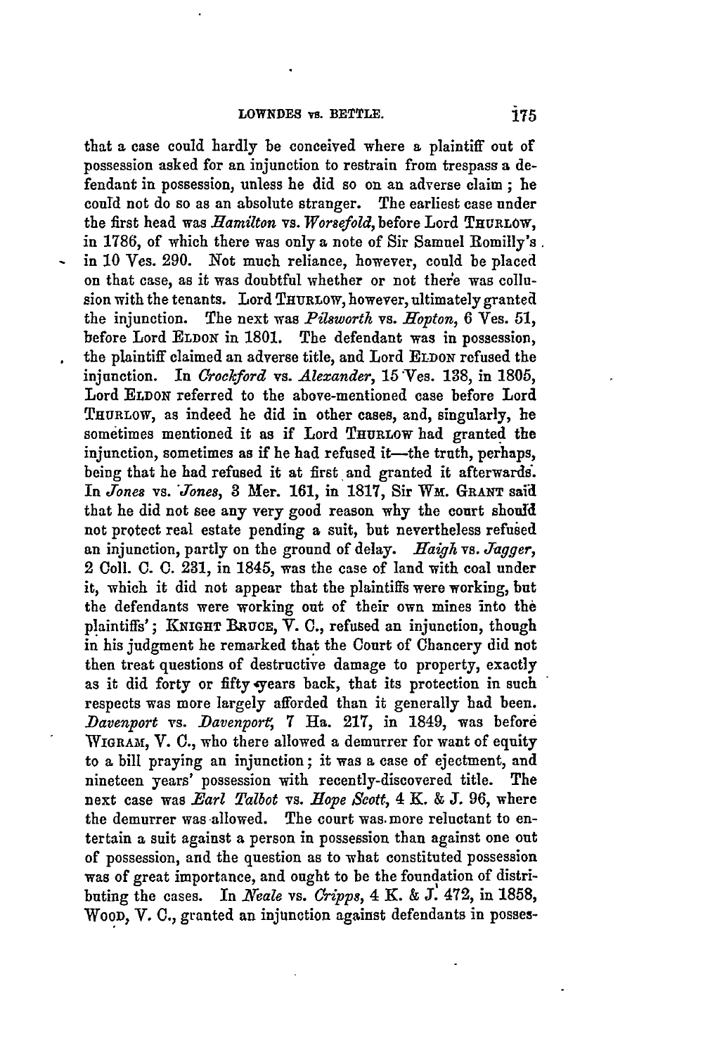that a case could hardly be conceived where a plaintiff out of possession asked for an injunction to restrain from trespass a defendant in possession, unless he did so on an adverse claim; he could not do so as an absolute stranger. The earliest case under the first head was *Hamilton* vs. *Worsefold*, before Lord THURLOW, in 1786, of which there was only a note of Sir Samuel Romilly's in 10 Ves. 290. Not much reliance, however, could be placed on that case, as it was doubtful whether or not there was collusion with the tenants. Lord THURLOW, however, ultimately granted the injunction. The next was *Pilsworth* vs. *Hopton*, 6 Ves. 51, before Lord ELDON in 1801. The defendant was in possession, the plaintiff claimed an adverse title, and Lord ELDON refused the injunction. In *Crockford* vs. *Alexander*, 15 Ves. 138, in 1805, Lord ELDON referred to the above-mentioned case before Lord THURLOW, as indeed he did in other cases, and, singularly, he sometimes mentioned it as if Lord THURLOW had granted the injunction, sometimes as if he had refused it—the truth, perhaps, being that he had refused it at first and granted it afterwards. In *Jones* vs. *Jones*, 3 Mer. 161, in 1817, Sir WM. GRANT said that he did not see any very good reason why the court should not protect real estate pending a suit, but nevertheless refused an injunction, partly on the ground of delay. *Haigh* vs. *Jagger*, 2 Coll. C. C. 231, in 1845, was the case of land with coal under it, which it did not appear that the plaintiffs were working, but the defendants were working out of their own mines into the plaintiffs'; KNIGHT BRUCE, V. C., refused an injunction, though in his judgment he remarked that the Court of Chancery did not then treat questions of destructive damage to property, exactly as it did forty or fifty years back, that its protection in such respects was more largely afforded than it generally had been. *Davenport* vs. *Davenport*, 7 Ha. 217, in 1849, was before WIGRAM, V. C., who there allowed a demurrer for want of equity to a bill praying an injunction; it was a case of ejectment, and nineteen years' possession with recently-discovered title. The next case was *Earl Talbot* vs. *Hope Scott*, 4 K. & J. 96, where the demurrer was allowed. The court was more reluctant to entertain a suit against a person in possession than against one out of possession, and the question as to what constituted possession was of great importance, and ought to be the foundation of distributing the cases. In *Neale* vs. *Cripps*, 4 K. & J. 472, in 1858, WOOD, V. C., granted an injunction against defendants in posses-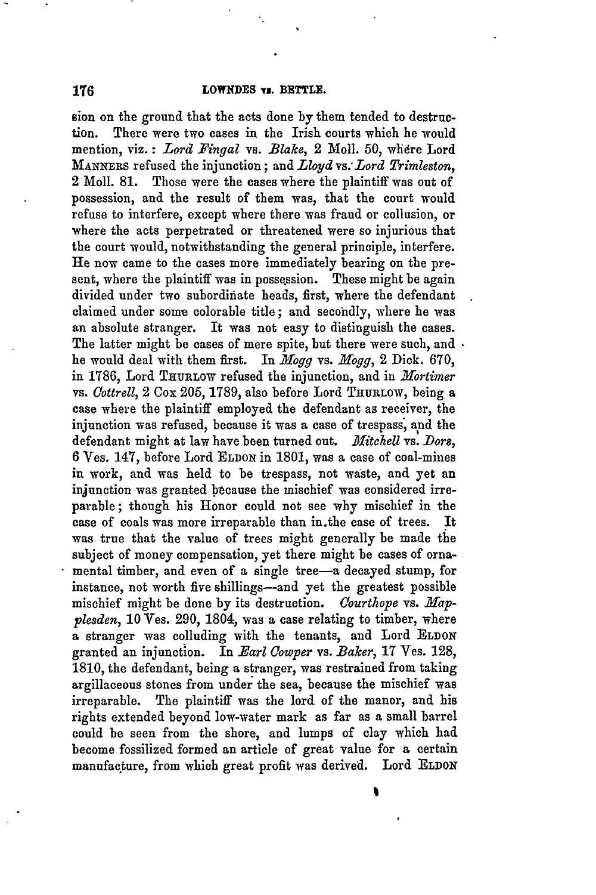sion on the ground that the acts done by them tended to destruction. There were two cases in the Irish courts which he would mention, viz.: *Lord Fingal* vs. *Blake*, 2 Moll. 50, where Lord MANNERS refused the injunction; and *Lloyd* vs. *Lord Trimleston*, 2 Moll. 81. Those were the cases where the plaintiff was out of possession, and the result of them was, that the court would refuse to interfere, except where there was fraud or collusion, or where the acts perpetrated or threatened were so injurious that the court would, notwithstanding the general principle, interfere. He now came to the cases more immediately bearing on the present, where the plaintiff was in possession. These might be again divided under two subordinate heads, first, where the defendant claimed under some colorable title; and secondly, where he was an absolute stranger. It was not easy to distinguish the cases. The latter might be cases of mere spite, but there were such, and he would deal with them first. In *Mogg* vs. *Mogg*, 2 Dick. 670, in 1786, Lord THURLOW refused the injunction, and in *Mortimer* vs. *Cottrell*, 2 Cox 205, 1789, also before Lord THURLOW, being a case where the plaintiff employed the defendant as receiver, the injunction was refused, because it was a case of trespass, and the defendant might at law have been turned out. *Mitchell* vs. *Dors*, 6 Ves. 147, before Lord ELDON in 1801, was a case of coal-mines in work, and was held to be trespass, not waste, and yet an injunction was granted because the mischief was considered irreparable; though his Honor could not see why mischief in the case of coals was more irreparable than in the case of trees. It was true that the value of trees might generally be made the subject of money compensation, yet there might be cases of ornamental timber, and even of a single tree—a decayed stump, for instance, not worth five shillings—and yet the greatest possible mischief might be done by its destruction. *Courthope* vs. *Mapplesden*, 10 Ves. 290, 1804, was a case relating to timber, where a stranger was colluding with the tenants, and Lord ELDON granted an injunction. In *Earl Cowper* vs. *Baker*, 17 Ves. 128, 1810, the defendant, being a stranger, was restrained from taking argillaceous stones from under the sea, because the mischief was irreparable. The plaintiff was the lord of the manor, and his rights extended beyond low-water mark as far as a small barrel could be seen from the shore, and lumps of clay which had become fossilized formed an article of great value for a certain manufacture, from which great profit was derived. Lord ELDON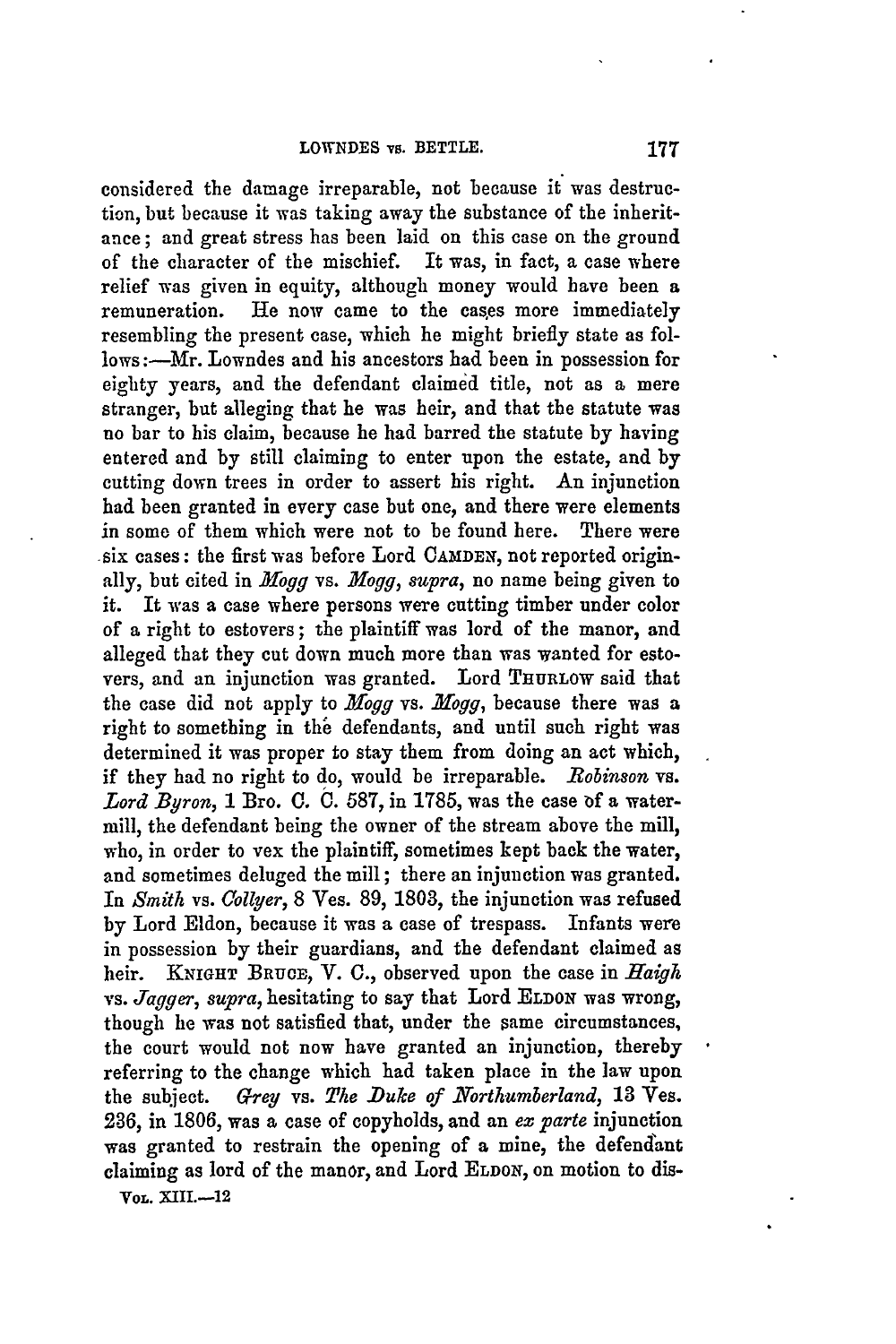considered the damage irreparable, not because it was destruction, but because it was taking away the substance of the inheritance; and great stress has been laid on this case on the ground of the character of the mischief. It was, in fact, a case where relief was given in equity, although money would have been a remuneration. He now came to the cases more immediately resembling the present case, which he might briefly state as follows:—Mr. Lowndes and his ancestors had been in possession for eighty years, and the defendant claimed title, not as a mere stranger, but alleging that he was heir, and that the statute was no bar to his claim, because he had barred the statute by having entered and by still claiming to enter upon the estate, and by cutting down trees in order to assert his right. An injunction had been granted in every case but one, and there were elements in some of them which were not to be found here. There were six cases: the first was before Lord CAMDEN, not reported originally, but cited in *Mogg* vs. *Mogg*, *supra*, no name being given to it. It was a case where persons were cutting timber under color of a right to estovers; the plaintiff was lord of the manor, and alleged that they cut down much more than was wanted for estovers, and an injunction was granted. Lord THURLOW said that the case did not apply to *Mogg* vs. *Mogg*, because there was a right to something in the defendants, and until such right was determined it was proper to stay them from doing an act which, if they had no right to do, would be irreparable. *Robinson* vs. *Lord Byron*, 1 Bro. C. C. 587, in 1785, was the case of a water-mill, the defendant being the owner of the stream above the mill, who, in order to vex the plaintiff, sometimes kept back the water, and sometimes deluged the mill; there an injunction was granted. In *Smith* vs. *Collyer*, 8 Ves. 89, 1803, the injunction was refused by Lord Eldon, because it was a case of trespass. Infants were in possession by their guardians, and the defendant claimed as heir. KNIGHT BRUCE, V. C., observed upon the case in *Haigh* vs. *Jagger*, *supra*, hesitating to say that Lord ELDON was wrong, though he was not satisfied that, under the same circumstances, the court would not now have granted an injunction, thereby referring to the change which had taken place in the law upon the subject. *Grey* vs. *The Duke of Northumberland*, 13 Ves. 236, in 1806, was a case of copyholds, and an *ex parte* injunction was granted to restrain the opening of a mine, the defendant claiming as lord of the manor, and Lord ELDON, on motion to dis-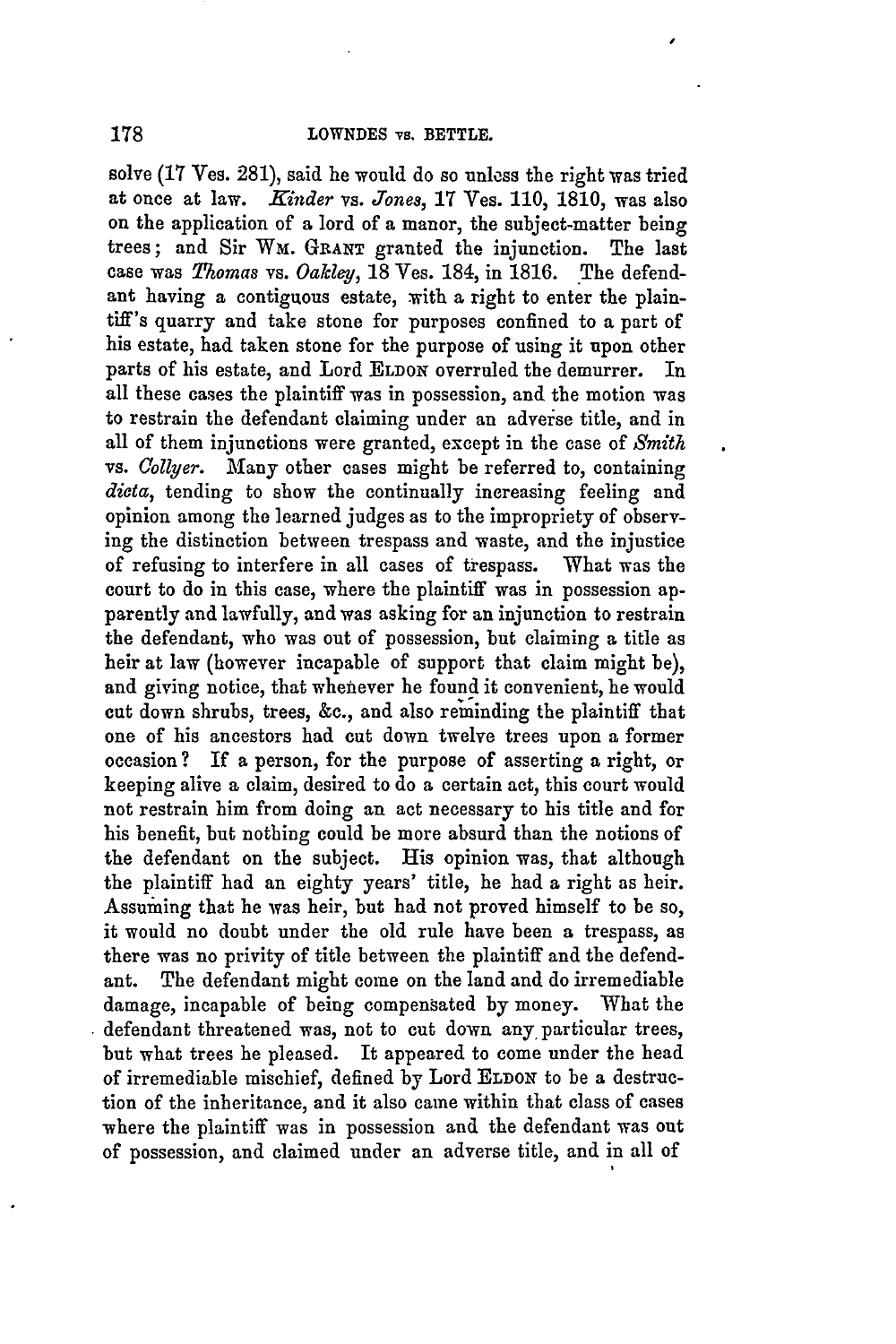solve (17 Ves. 281), said he would do so unless the right was tried at once at law. *Kinder* vs. *Jones*, 17 Ves. 110, 1810, was also on the application of a lord of a manor, the subject-matter being trees; and Sir WM. GRANT granted the injunction. The last case was *Thomas* vs. *Oakley*, 18 Ves. 184, in 1816. The defendant having a contiguous estate, with a right to enter the plaintiff's quarry and take stone for purposes confined to a part of his estate, had taken stone for the purpose of using it upon other parts of his estate, and Lord ELDON overruled the demurrer. In all these cases the plaintiff was in possession, and the motion was to restrain the defendant claiming under an adverse title, and in all of them injunctions were granted, except in the case of *Smith* vs. *Collyer*. Many other cases might be referred to, containing *dicta*, tending to show the continually increasing feeling and opinion among the learned judges as to the impropriety of observing the distinction between trespass and waste, and the injustice of refusing to interfere in all cases of trespass. What was the court to do in this case, where the plaintiff was in possession apparently and lawfully, and was asking for an injunction to restrain the defendant, who was out of possession, but claiming a title as heir at law (however incapable of support that claim might be), and giving notice, that whenever he found it convenient, he would cut down shrubs, trees, &c., and also reminding the plaintiff that one of his ancestors had cut down twelve trees upon a former occasion? If a person, for the purpose of asserting a right, or keeping alive a claim, desired to do a certain act, this court would not restrain him from doing an act necessary to his title and for his benefit, but nothing could be more absurd than the notions of the defendant on the subject. His opinion was, that although the plaintiff had an eighty years' title, he had a right as heir. Assuming that he was heir, but had not proved himself to be so, it would no doubt under the old rule have been a trespass, as there was no privity of title between the plaintiff and the defendant. The defendant might come on the land and do irremediable damage, incapable of being compensated by money. What the defendant threatened was, not to cut down any particular trees, but what trees he pleased. It appeared to come under the head of irremediable mischief, defined by Lord ELDON to be a destruction of the inheritance, and it also came within that class of cases where the plaintiff was in possession and the defendant was out of possession, and claimed under an adverse title, and in all of